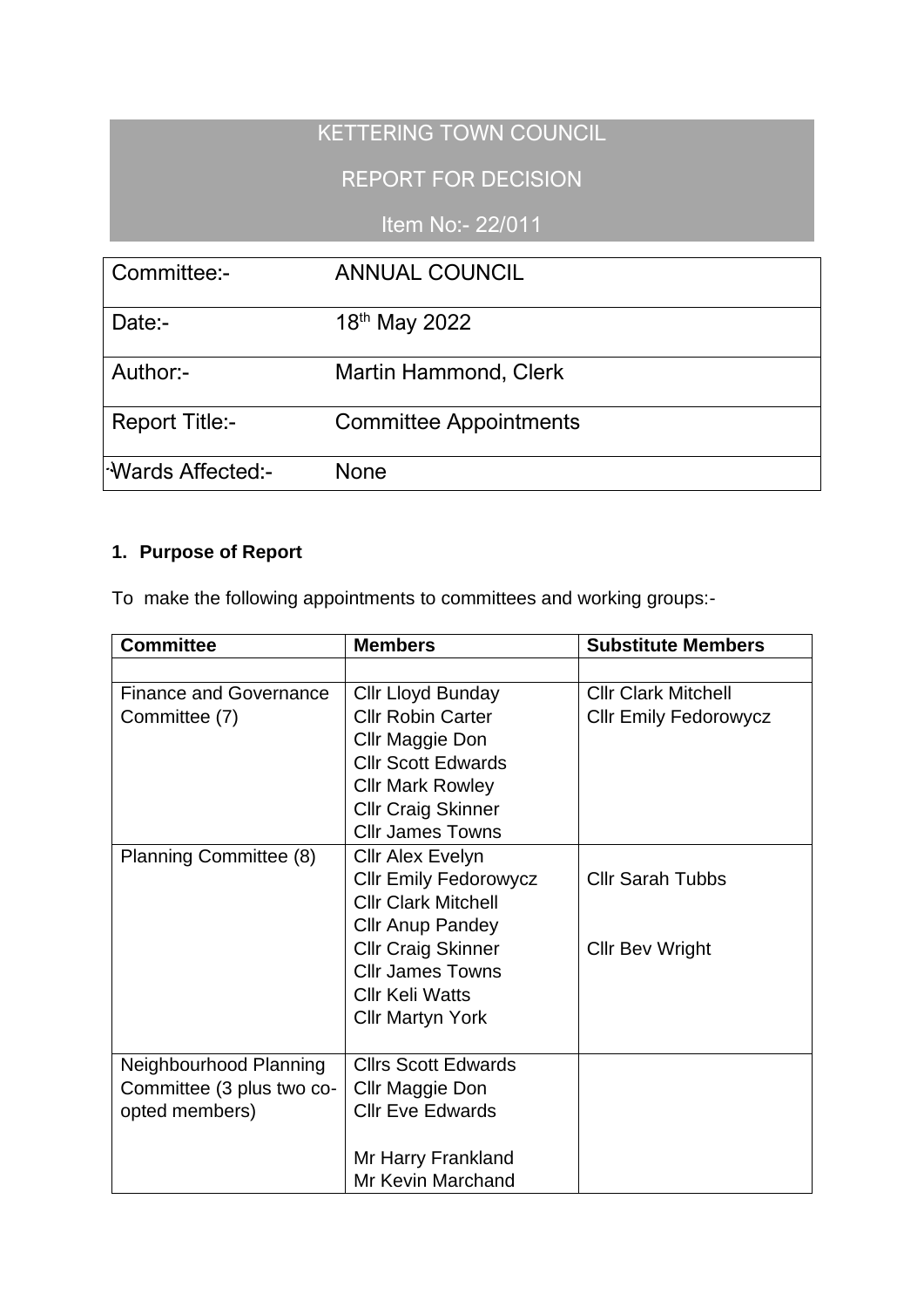# KETTERING TOWN COUNCIL

## REPORT FOR DECISION

Item No:- 22/011

| Committee:- | ANNUAL COUNCIL |
|---|---|
| Date:- | 18th May 2022 |
| Author:- | Martin Hammond, Clerk |
| Report Title:- | Committee Appointments |
| Wards Affected:- | None |

**1. Purpose of Report**

To make the following appointments to committees and working groups:-

| Committee | Members | Substitute Members |
|---|---|---|
| | | |
| Finance and Governance Committee (7) | Cllr Lloyd Bunday<br>Cllr Robin Carter<br>Cllr Maggie Don<br>Cllr Scott Edwards<br>Cllr Mark Rowley<br>Cllr Craig Skinner<br>Cllr James Towns | Cllr Clark Mitchell<br>Cllr Emily Fedorowycz |
| Planning Committee (8) | Cllr Alex Evelyn<br>Cllr Emily Fedorowycz<br>Cllr Clark Mitchell<br>Cllr Anup Pandey<br>Cllr Craig Skinner<br>Cllr James Towns<br>Cllr Keli Watts<br>Cllr Martyn York | Cllr Sarah Tubbs<br>Cllr Bev Wright |
| Neighbourhood Planning Committee (3 plus two co-opted members) | Cllrs Scott Edwards<br>Cllr Maggie Don<br>Cllr Eve Edwards<br><br>Mr Harry Frankland<br>Mr Kevin Marchand | |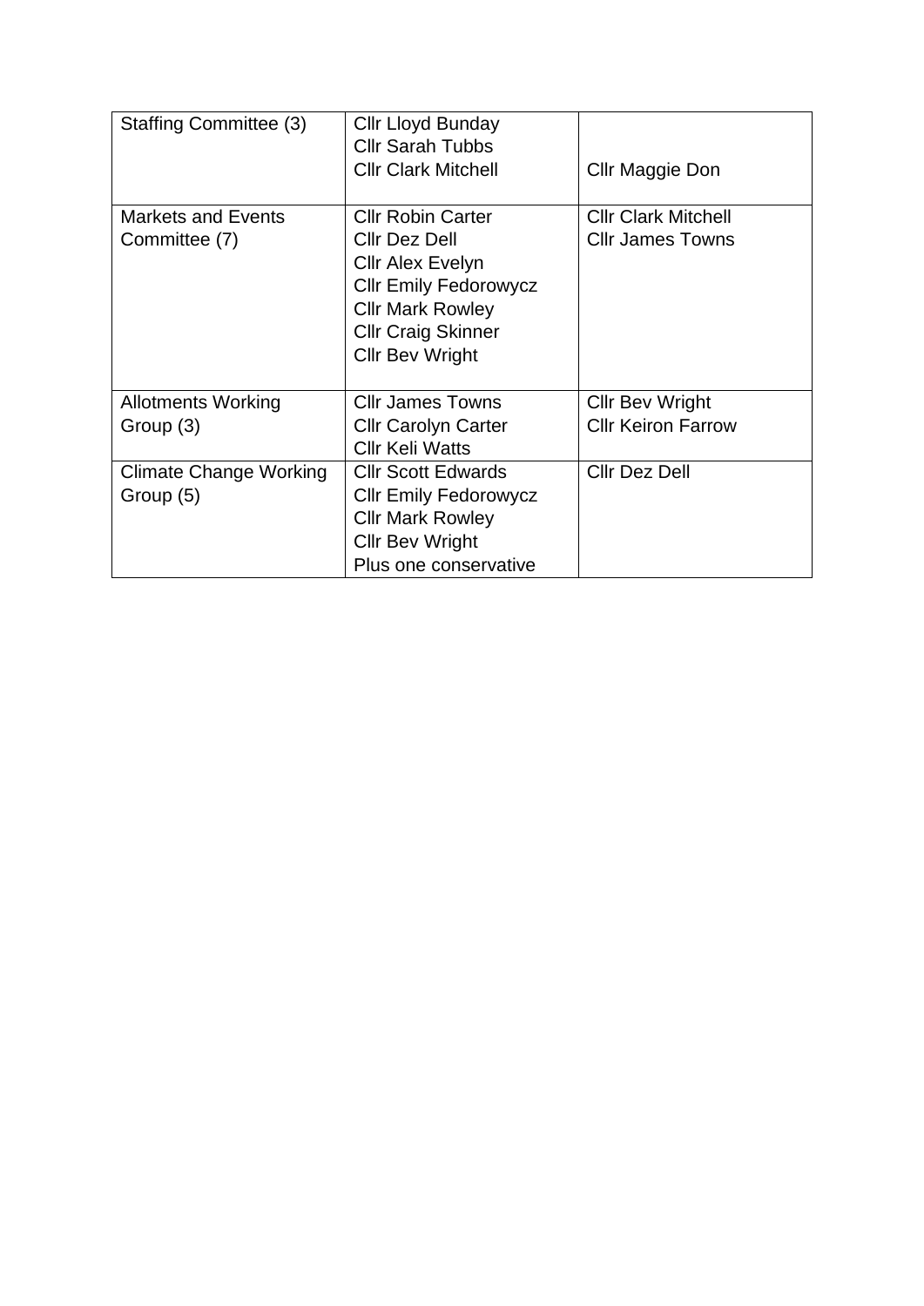| | | |
|---|---|---|
| Staffing Committee (3) | Cllr Lloyd Bunday<br>Cllr Sarah Tubbs<br>Cllr Clark Mitchell | Cllr Maggie Don |
| Markets and Events Committee (7) | Cllr Robin Carter<br>Cllr Dez Dell<br>Cllr Alex Evelyn<br>Cllr Emily Fedorowycz<br>Cllr Mark Rowley<br>Cllr Craig Skinner<br>Cllr Bev Wright | Cllr Clark Mitchell<br>Cllr James Towns |
| Allotments Working Group (3) | Cllr James Towns<br>Cllr Carolyn Carter<br>Cllr Keli Watts | Cllr Bev Wright<br>Cllr Keiron Farrow |
| Climate Change Working Group (5) | Cllr Scott Edwards<br>Cllr Emily Fedorowycz<br>Cllr Mark Rowley<br>Cllr Bev Wright<br>Plus one conservative | Cllr Dez Dell |